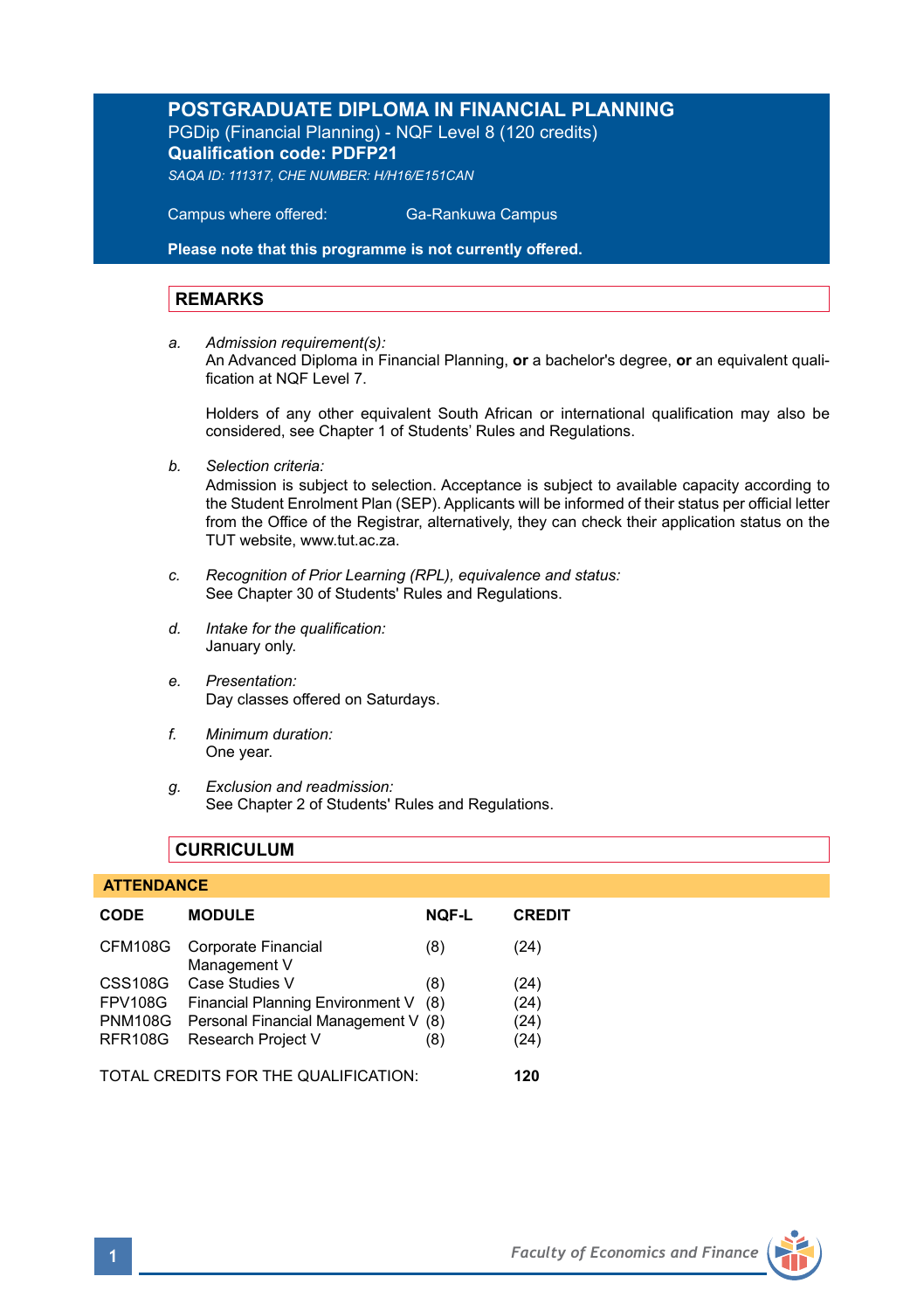# POSTGRADUATE DIPLOMA IN FINANCIAL PLANNING

PGDip (Financial Planning) - NQF Level 8 (120 credits)

**Qualification code: PDFP21**

*SAQA ID: 111317, CHE NUMBER: H/H16/E151CAN*

Campus where offered: Ga-Rankuwa Campus

**Please note that this programme is not currently offered.**

## REMARKS

a. *Admission requirement(s):*
An Advanced Diploma in Financial Planning, **or** a bachelor's degree, **or** an equivalent qualification at NQF Level 7.

Holders of any other equivalent South African or international qualification may also be considered, see Chapter 1 of Students' Rules and Regulations.

b. *Selection criteria:*
Admission is subject to selection. Acceptance is subject to available capacity according to the Student Enrolment Plan (SEP). Applicants will be informed of their status per official letter from the Office of the Registrar, alternatively, they can check their application status on the TUT website, www.tut.ac.za.

c. *Recognition of Prior Learning (RPL), equivalence and status:*
See Chapter 30 of Students' Rules and Regulations.

d. *Intake for the qualification:*
January only.

e. *Presentation:*
Day classes offered on Saturdays.

f. *Minimum duration:*
One year.

g. *Exclusion and readmission:*
See Chapter 2 of Students' Rules and Regulations.

## CURRICULUM

**ATTENDANCE**

| CODE | MODULE | NQF-L | CREDIT |
|---|---|---|---|
| CFM108G | Corporate Financial Management V | (8) | (24) |
| CSS108G | Case Studies V | (8) | (24) |
| FPV108G | Financial Planning Environment V | (8) | (24) |
| PNM108G | Personal Financial Management V | (8) | (24) |
| RFR108G | Research Project V | (8) | (24) |

TOTAL CREDITS FOR THE QUALIFICATION: **120**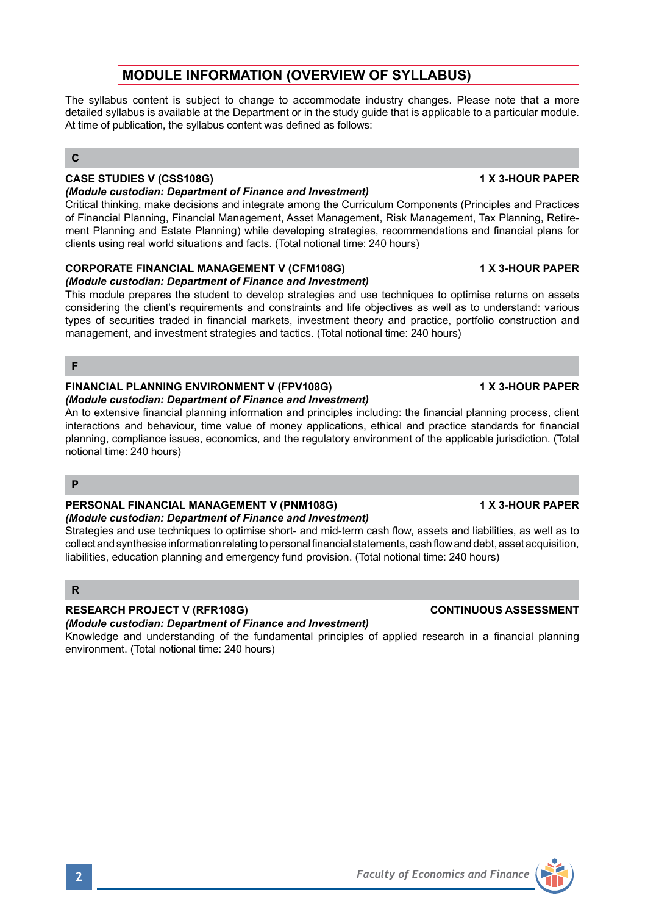# MODULE INFORMATION (OVERVIEW OF SYLLABUS)

The syllabus content is subject to change to accommodate industry changes. Please note that a more detailed syllabus is available at the Department or in the study guide that is applicable to a particular module. At time of publication, the syllabus content was defined as follows:

## C

**CASE STUDIES V (CSS108G)** **1 X 3-HOUR PAPER**

***(Module custodian: Department of Finance and Investment)***

Critical thinking, make decisions and integrate among the Curriculum Components (Principles and Practices of Financial Planning, Financial Management, Asset Management, Risk Management, Tax Planning, Retirement Planning and Estate Planning) while developing strategies, recommendations and financial plans for clients using real world situations and facts. (Total notional time: 240 hours)

**CORPORATE FINANCIAL MANAGEMENT V (CFM108G)** **1 X 3-HOUR PAPER**

***(Module custodian: Department of Finance and Investment)***

This module prepares the student to develop strategies and use techniques to optimise returns on assets considering the client's requirements and constraints and life objectives as well as to understand: various types of securities traded in financial markets, investment theory and practice, portfolio construction and management, and investment strategies and tactics. (Total notional time: 240 hours)

## F

**FINANCIAL PLANNING ENVIRONMENT V (FPV108G)** **1 X 3-HOUR PAPER**

***(Module custodian: Department of Finance and Investment)***

An to extensive financial planning information and principles including: the financial planning process, client interactions and behaviour, time value of money applications, ethical and practice standards for financial planning, compliance issues, economics, and the regulatory environment of the applicable jurisdiction. (Total notional time: 240 hours)

## P

**PERSONAL FINANCIAL MANAGEMENT V (PNM108G)** **1 X 3-HOUR PAPER**

***(Module custodian: Department of Finance and Investment)***

Strategies and use techniques to optimise short- and mid-term cash flow, assets and liabilities, as well as to collect and synthesise information relating to personal financial statements, cash flow and debt, asset acquisition, liabilities, education planning and emergency fund provision. (Total notional time: 240 hours)

## R

**RESEARCH PROJECT V (RFR108G)** **CONTINUOUS ASSESSMENT**

***(Module custodian: Department of Finance and Investment)***

Knowledge and understanding of the fundamental principles of applied research in a financial planning environment. (Total notional time: 240 hours)